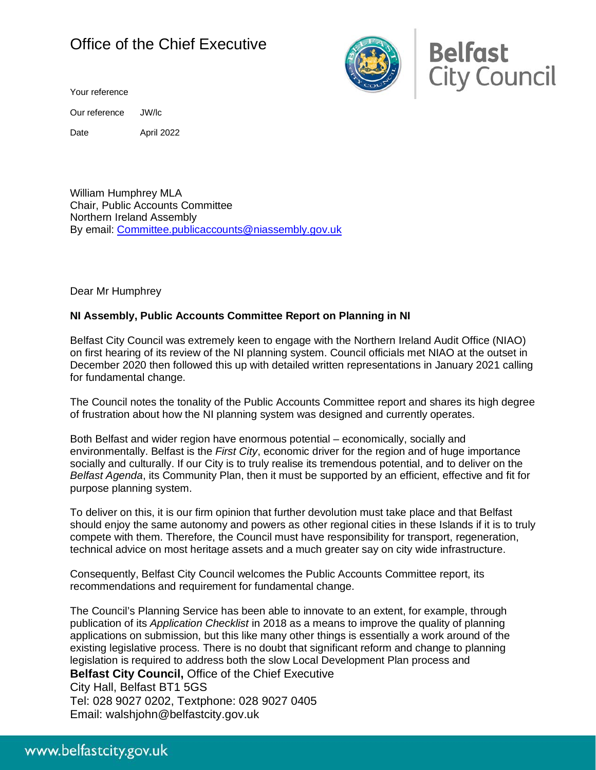# Office of the Chief Executive

**Belfast City Council**

Your reference

Our reference JW/lc

Date April 2022

William Humphrey MLA
Chair, Public Accounts Committee
Northern Ireland Assembly
By email: Committee.publicaccounts@niassembly.gov.uk

Dear Mr Humphrey

**NI Assembly, Public Accounts Committee Report on Planning in NI**

Belfast City Council was extremely keen to engage with the Northern Ireland Audit Office (NIAO) on first hearing of its review of the NI planning system. Council officials met NIAO at the outset in December 2020 then followed this up with detailed written representations in January 2021 calling for fundamental change.

The Council notes the tonality of the Public Accounts Committee report and shares its high degree of frustration about how the NI planning system was designed and currently operates.

Both Belfast and wider region have enormous potential – economically, socially and environmentally. Belfast is the *First City*, economic driver for the region and of huge importance socially and culturally. If our City is to truly realise its tremendous potential, and to deliver on the *Belfast Agenda*, its Community Plan, then it must be supported by an efficient, effective and fit for purpose planning system.

To deliver on this, it is our firm opinion that further devolution must take place and that Belfast should enjoy the same autonomy and powers as other regional cities in these Islands if it is to truly compete with them. Therefore, the Council must have responsibility for transport, regeneration, technical advice on most heritage assets and a much greater say on city wide infrastructure.

Consequently, Belfast City Council welcomes the Public Accounts Committee report, its recommendations and requirement for fundamental change.

The Council's Planning Service has been able to innovate to an extent, for example, through publication of its *Application Checklist* in 2018 as a means to improve the quality of planning applications on submission, but this like many other things is essentially a work around of the existing legislative process. There is no doubt that significant reform and change to planning legislation is required to address both the slow Local Development Plan process and

**Belfast City Council,** Office of the Chief Executive
City Hall, Belfast BT1 5GS
Tel: 028 9027 0202, Textphone: 028 9027 0405
Email: walshjohn@belfastcity.gov.uk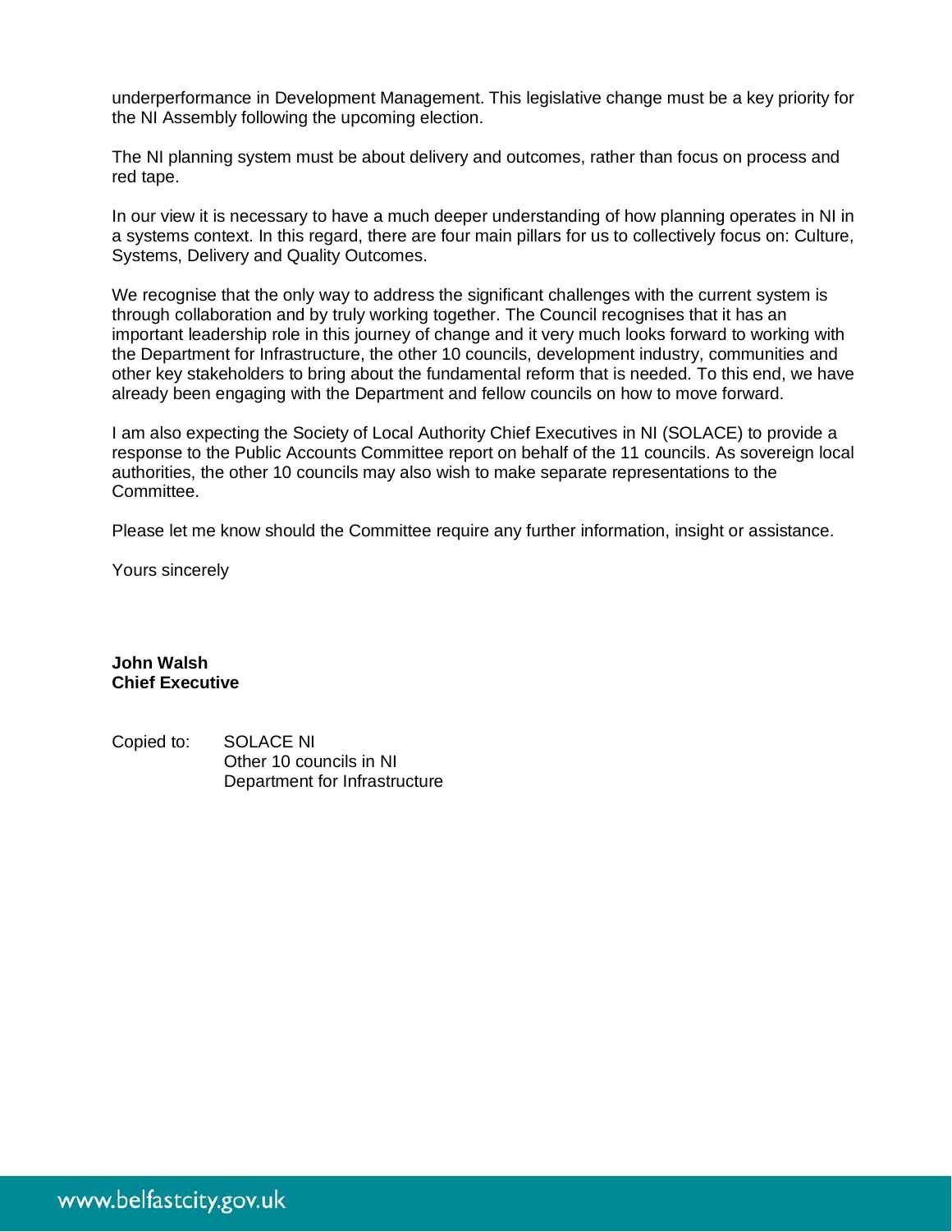underperformance in Development Management. This legislative change must be a key priority for the NI Assembly following the upcoming election.

The NI planning system must be about delivery and outcomes, rather than focus on process and red tape.

In our view it is necessary to have a much deeper understanding of how planning operates in NI in a systems context. In this regard, there are four main pillars for us to collectively focus on: Culture, Systems, Delivery and Quality Outcomes.

We recognise that the only way to address the significant challenges with the current system is through collaboration and by truly working together. The Council recognises that it has an important leadership role in this journey of change and it very much looks forward to working with the Department for Infrastructure, the other 10 councils, development industry, communities and other key stakeholders to bring about the fundamental reform that is needed. To this end, we have already been engaging with the Department and fellow councils on how to move forward.

I am also expecting the Society of Local Authority Chief Executives in NI (SOLACE) to provide a response to the Public Accounts Committee report on behalf of the 11 councils. As sovereign local authorities, the other 10 councils may also wish to make separate representations to the Committee.

Please let me know should the Committee require any further information, insight or assistance.

Yours sincerely

**John Walsh**
**Chief Executive**

Copied to: SOLACE NI
Other 10 councils in NI
Department for Infrastructure

www.belfastcity.gov.uk